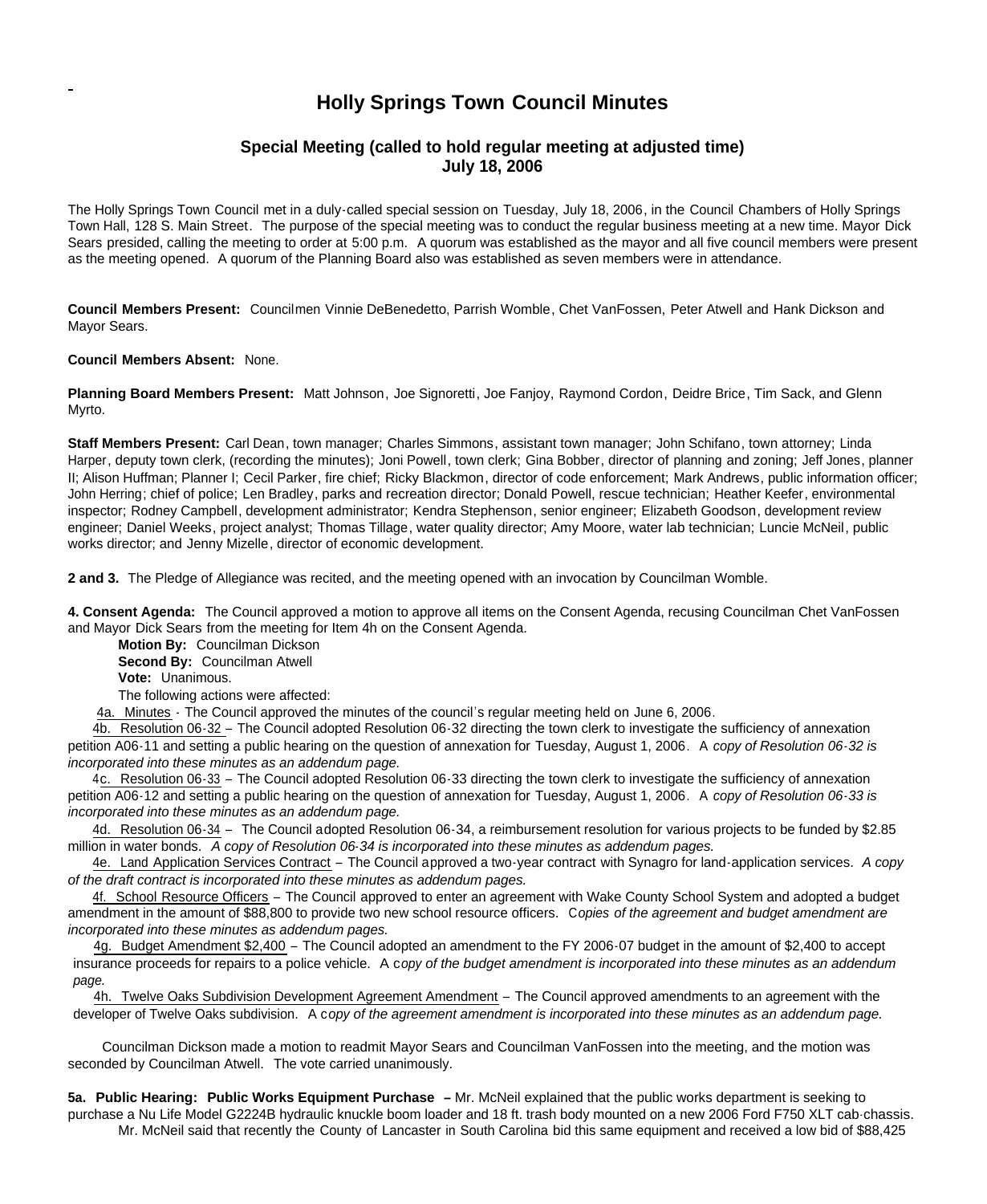# Holly Springs Town Council Minutes

## Special Meeting (called to hold regular meeting at adjusted time)
## July 18, 2006

The Holly Springs Town Council met in a duly-called special session on Tuesday, July 18, 2006, in the Council Chambers of Holly Springs Town Hall, 128 S. Main Street. The purpose of the special meeting was to conduct the regular business meeting at a new time. Mayor Dick Sears presided, calling the meeting to order at 5:00 p.m. A quorum was established as the mayor and all five council members were present as the meeting opened. A quorum of the Planning Board also was established as seven members were in attendance.

**Council Members Present:** Councilmen Vinnie DeBenedetto, Parrish Womble, Chet VanFossen, Peter Atwell and Hank Dickson and Mayor Sears.

**Council Members Absent:** None.

**Planning Board Members Present:** Matt Johnson, Joe Signoretti, Joe Fanjoy, Raymond Cordon, Deidre Brice, Tim Sack, and Glenn Myrto.

**Staff Members Present:** Carl Dean, town manager; Charles Simmons, assistant town manager; John Schifano, town attorney; Linda Harper, deputy town clerk, (recording the minutes); Joni Powell, town clerk; Gina Bobber, director of planning and zoning; Jeff Jones, planner II; Alison Huffman; Planner I; Cecil Parker, fire chief; Ricky Blackmon, director of code enforcement; Mark Andrews, public information officer; John Herring; chief of police; Len Bradley, parks and recreation director; Donald Powell, rescue technician; Heather Keefer, environmental inspector; Rodney Campbell, development administrator; Kendra Stephenson, senior engineer; Elizabeth Goodson, development review engineer; Daniel Weeks, project analyst; Thomas Tillage, water quality director; Amy Moore, water lab technician; Luncie McNeil, public works director; and Jenny Mizelle, director of economic development.

**2 and 3.** The Pledge of Allegiance was recited, and the meeting opened with an invocation by Councilman Womble.

**4. Consent Agenda:** The Council approved a motion to approve all items on the Consent Agenda, recusing Councilman Chet VanFossen and Mayor Dick Sears from the meeting for Item 4h on the Consent Agenda.

**Motion By:** Councilman Dickson
**Second By:** Councilman Atwell
**Vote:** Unanimous.
The following actions were affected:

4a. Minutes - The Council approved the minutes of the council's regular meeting held on June 6, 2006.

4b. Resolution 06-32 – The Council adopted Resolution 06-32 directing the town clerk to investigate the sufficiency of annexation petition A06-11 and setting a public hearing on the question of annexation for Tuesday, August 1, 2006. A *copy of Resolution 06-32 is incorporated into these minutes as an addendum page.*

4c. Resolution 06-33 – The Council adopted Resolution 06-33 directing the town clerk to investigate the sufficiency of annexation petition A06-12 and setting a public hearing on the question of annexation for Tuesday, August 1, 2006. A *copy of Resolution 06-33 is incorporated into these minutes as an addendum page.*

4d. Resolution 06-34 – The Council adopted Resolution 06-34, a reimbursement resolution for various projects to be funded by $2.85 million in water bonds. *A copy of Resolution 06-34 is incorporated into these minutes as addendum pages.*

4e. Land Application Services Contract – The Council approved a two-year contract with Synagro for land-application services. *A copy of the draft contract is incorporated into these minutes as addendum pages.*

4f. School Resource Officers – The Council approved to enter an agreement with Wake County School System and adopted a budget amendment in the amount of $88,800 to provide two new school resource officers. C*opies of the agreement and budget amendment are incorporated into these minutes as addendum pages.*

4g. Budget Amendment $2,400 – The Council adopted an amendment to the FY 2006-07 budget in the amount of $2,400 to accept insurance proceeds for repairs to a police vehicle. A c*opy of the budget amendment is incorporated into these minutes as an addendum page.*

4h. Twelve Oaks Subdivision Development Agreement Amendment – The Council approved amendments to an agreement with the developer of Twelve Oaks subdivision. A c*opy of the agreement amendment is incorporated into these minutes as an addendum page.*

Councilman Dickson made a motion to readmit Mayor Sears and Councilman VanFossen into the meeting, and the motion was seconded by Councilman Atwell. The vote carried unanimously.

**5a. Public Hearing: Public Works Equipment Purchase –** Mr. McNeil explained that the public works department is seeking to purchase a Nu Life Model G2224B hydraulic knuckle boom loader and 18 ft. trash body mounted on a new 2006 Ford F750 XLT cab-chassis.

Mr. McNeil said that recently the County of Lancaster in South Carolina bid this same equipment and received a low bid of $88,425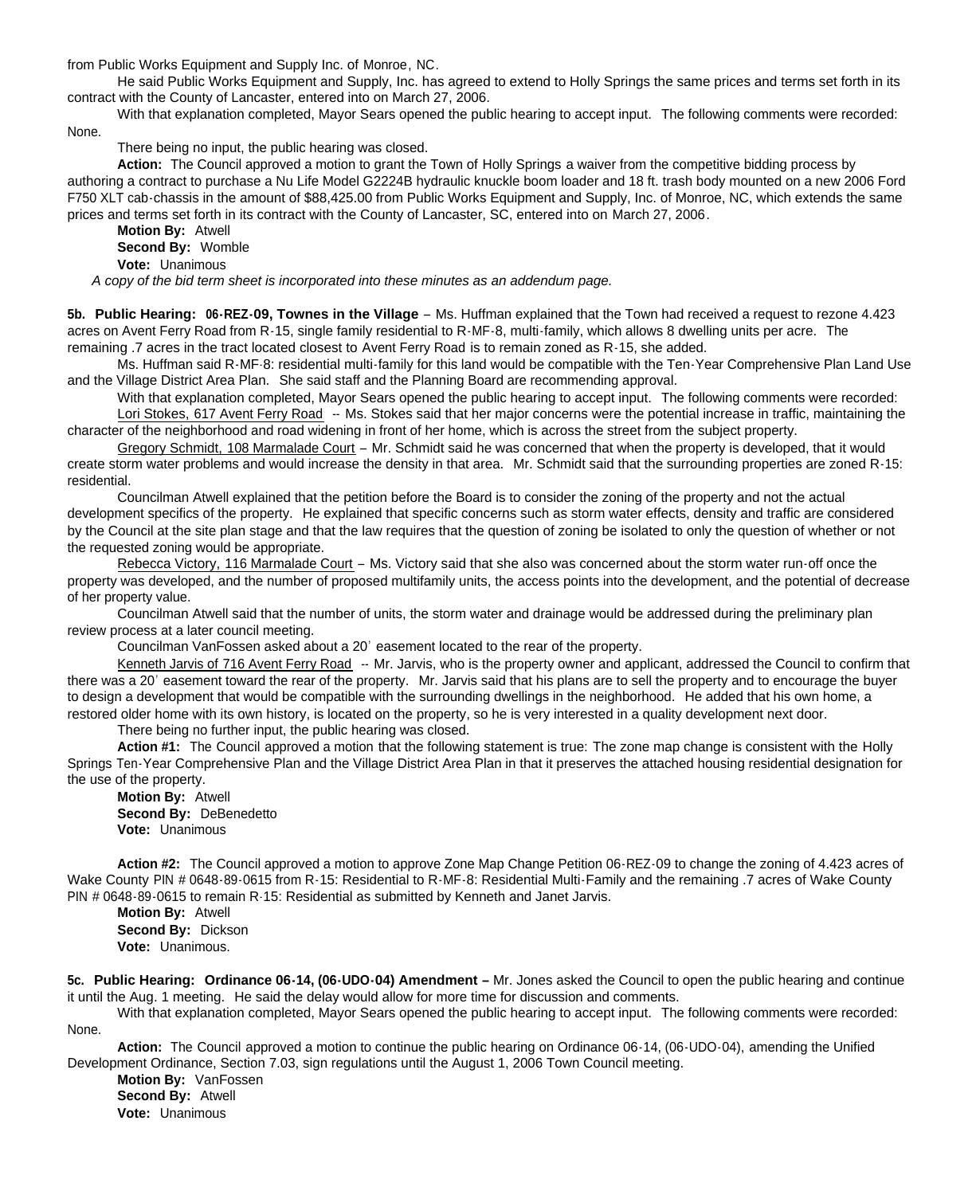from Public Works Equipment and Supply Inc. of Monroe, NC.

He said Public Works Equipment and Supply, Inc. has agreed to extend to Holly Springs the same prices and terms set forth in its contract with the County of Lancaster, entered into on March 27, 2006.

With that explanation completed, Mayor Sears opened the public hearing to accept input. The following comments were recorded: None.

There being no input, the public hearing was closed.

**Action:** The Council approved a motion to grant the Town of Holly Springs a waiver from the competitive bidding process by authoring a contract to purchase a Nu Life Model G2224B hydraulic knuckle boom loader and 18 ft. trash body mounted on a new 2006 Ford F750 XLT cab-chassis in the amount of $88,425.00 from Public Works Equipment and Supply, Inc. of Monroe, NC, which extends the same prices and terms set forth in its contract with the County of Lancaster, SC, entered into on March 27, 2006.

**Motion By:** Atwell
**Second By:** Womble
**Vote:** Unanimous

*A copy of the bid term sheet is incorporated into these minutes as an addendum page.*

**5b. Public Hearing: 06-REZ-09, Townes in the Village** – Ms. Huffman explained that the Town had received a request to rezone 4.423 acres on Avent Ferry Road from R-15, single family residential to R-MF-8, multi-family, which allows 8 dwelling units per acre. The remaining .7 acres in the tract located closest to Avent Ferry Road is to remain zoned as R-15, she added.

Ms. Huffman said R-MF-8: residential multi-family for this land would be compatible with the Ten-Year Comprehensive Plan Land Use and the Village District Area Plan. She said staff and the Planning Board are recommending approval.

With that explanation completed, Mayor Sears opened the public hearing to accept input. The following comments were recorded:

Lori Stokes, 617 Avent Ferry Road -- Ms. Stokes said that her major concerns were the potential increase in traffic, maintaining the character of the neighborhood and road widening in front of her home, which is across the street from the subject property.

Gregory Schmidt, 108 Marmalade Court – Mr. Schmidt said he was concerned that when the property is developed, that it would create storm water problems and would increase the density in that area. Mr. Schmidt said that the surrounding properties are zoned R-15: residential.

Councilman Atwell explained that the petition before the Board is to consider the zoning of the property and not the actual development specifics of the property. He explained that specific concerns such as storm water effects, density and traffic are considered by the Council at the site plan stage and that the law requires that the question of zoning be isolated to only the question of whether or not the requested zoning would be appropriate.

Rebecca Victory, 116 Marmalade Court – Ms. Victory said that she also was concerned about the storm water run-off once the property was developed, and the number of proposed multifamily units, the access points into the development, and the potential of decrease of her property value.

Councilman Atwell said that the number of units, the storm water and drainage would be addressed during the preliminary plan review process at a later council meeting.

Councilman VanFossen asked about a 20' easement located to the rear of the property.

Kenneth Jarvis of 716 Avent Ferry Road -- Mr. Jarvis, who is the property owner and applicant, addressed the Council to confirm that there was a 20' easement toward the rear of the property. Mr. Jarvis said that his plans are to sell the property and to encourage the buyer to design a development that would be compatible with the surrounding dwellings in the neighborhood. He added that his own home, a restored older home with its own history, is located on the property, so he is very interested in a quality development next door.

There being no further input, the public hearing was closed.

**Action #1:** The Council approved a motion that the following statement is true: The zone map change is consistent with the Holly Springs Ten-Year Comprehensive Plan and the Village District Area Plan in that it preserves the attached housing residential designation for the use of the property.

**Motion By:** Atwell
**Second By:** DeBenedetto
**Vote:** Unanimous

**Action #2:** The Council approved a motion to approve Zone Map Change Petition 06-REZ-09 to change the zoning of 4.423 acres of Wake County PIN # 0648-89-0615 from R-15: Residential to R-MF-8: Residential Multi-Family and the remaining .7 acres of Wake County PIN # 0648-89-0615 to remain R-15: Residential as submitted by Kenneth and Janet Jarvis.

**Motion By:** Atwell
**Second By:** Dickson
**Vote:** Unanimous.

**5c. Public Hearing: Ordinance 06-14, (06-UDO-04) Amendment –** Mr. Jones asked the Council to open the public hearing and continue it until the Aug. 1 meeting. He said the delay would allow for more time for discussion and comments.

With that explanation completed, Mayor Sears opened the public hearing to accept input. The following comments were recorded: None.

**Action:** The Council approved a motion to continue the public hearing on Ordinance 06-14, (06-UDO-04), amending the Unified Development Ordinance, Section 7.03, sign regulations until the August 1, 2006 Town Council meeting.

**Motion By:** VanFossen
**Second By:** Atwell
**Vote:** Unanimous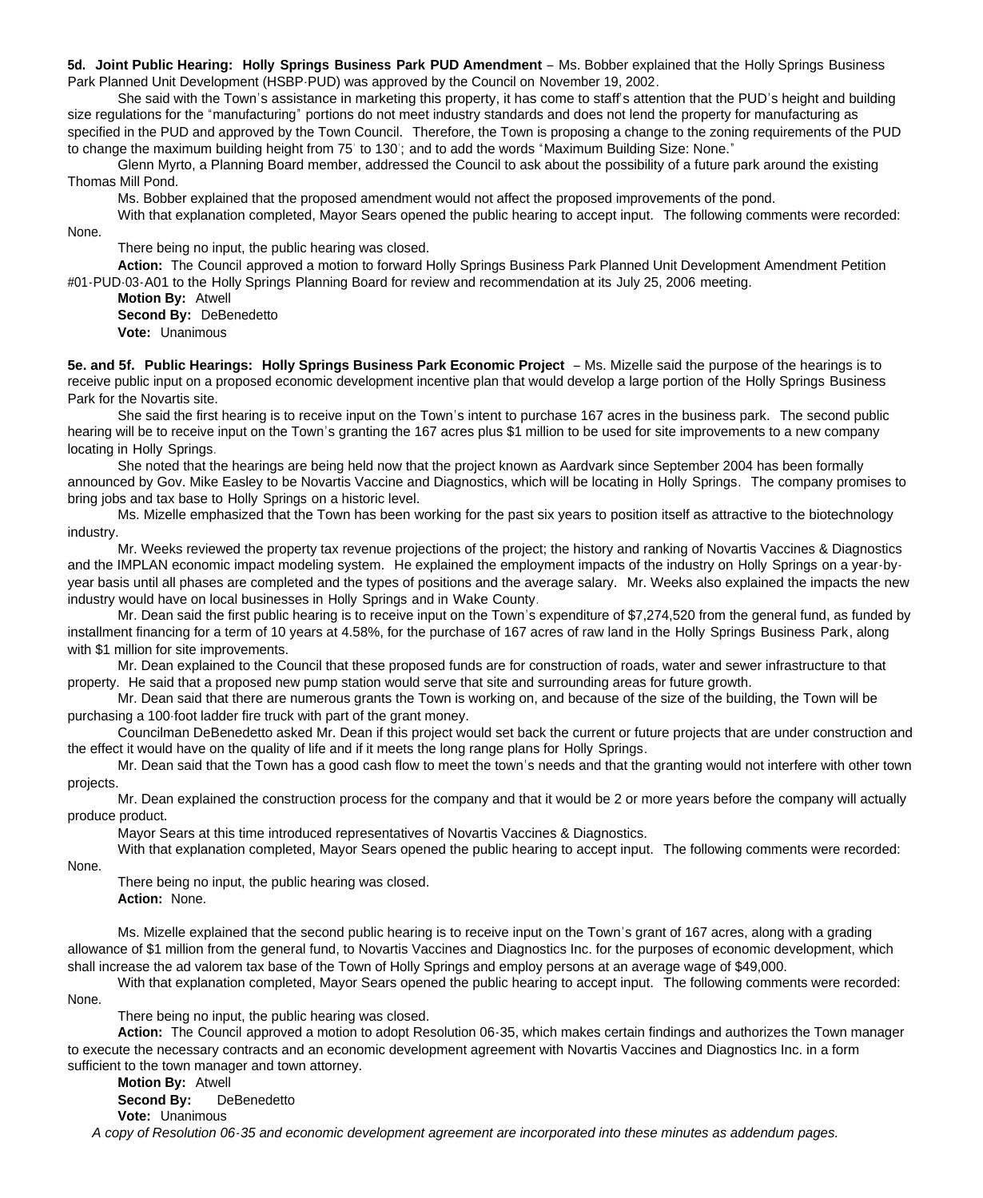**5d. Joint Public Hearing: Holly Springs Business Park PUD Amendment** – Ms. Bobber explained that the Holly Springs Business Park Planned Unit Development (HSBP-PUD) was approved by the Council on November 19, 2002.

She said with the Town's assistance in marketing this property, it has come to staff's attention that the PUD's height and building size regulations for the "manufacturing" portions do not meet industry standards and does not lend the property for manufacturing as specified in the PUD and approved by the Town Council. Therefore, the Town is proposing a change to the zoning requirements of the PUD to change the maximum building height from 75' to 130'; and to add the words "Maximum Building Size: None."

Glenn Myrto, a Planning Board member, addressed the Council to ask about the possibility of a future park around the existing Thomas Mill Pond.

Ms. Bobber explained that the proposed amendment would not affect the proposed improvements of the pond.

With that explanation completed, Mayor Sears opened the public hearing to accept input. The following comments were recorded: None.

There being no input, the public hearing was closed.

**Action:** The Council approved a motion to forward Holly Springs Business Park Planned Unit Development Amendment Petition #01-PUD-03-A01 to the Holly Springs Planning Board for review and recommendation at its July 25, 2006 meeting.

**Motion By:** Atwell
**Second By:** DeBenedetto
**Vote:** Unanimous

**5e. and 5f. Public Hearings: Holly Springs Business Park Economic Project** – Ms. Mizelle said the purpose of the hearings is to receive public input on a proposed economic development incentive plan that would develop a large portion of the Holly Springs Business Park for the Novartis site.

She said the first hearing is to receive input on the Town's intent to purchase 167 acres in the business park. The second public hearing will be to receive input on the Town's granting the 167 acres plus $1 million to be used for site improvements to a new company locating in Holly Springs.

She noted that the hearings are being held now that the project known as Aardvark since September 2004 has been formally announced by Gov. Mike Easley to be Novartis Vaccine and Diagnostics, which will be locating in Holly Springs. The company promises to bring jobs and tax base to Holly Springs on a historic level.

Ms. Mizelle emphasized that the Town has been working for the past six years to position itself as attractive to the biotechnology industry.

Mr. Weeks reviewed the property tax revenue projections of the project; the history and ranking of Novartis Vaccines & Diagnostics and the IMPLAN economic impact modeling system. He explained the employment impacts of the industry on Holly Springs on a year-by-year basis until all phases are completed and the types of positions and the average salary. Mr. Weeks also explained the impacts the new industry would have on local businesses in Holly Springs and in Wake County.

Mr. Dean said the first public hearing is to receive input on the Town's expenditure of $7,274,520 from the general fund, as funded by installment financing for a term of 10 years at 4.58%, for the purchase of 167 acres of raw land in the Holly Springs Business Park, along with $1 million for site improvements.

Mr. Dean explained to the Council that these proposed funds are for construction of roads, water and sewer infrastructure to that property. He said that a proposed new pump station would serve that site and surrounding areas for future growth.

Mr. Dean said that there are numerous grants the Town is working on, and because of the size of the building, the Town will be purchasing a 100-foot ladder fire truck with part of the grant money.

Councilman DeBenedetto asked Mr. Dean if this project would set back the current or future projects that are under construction and the effect it would have on the quality of life and if it meets the long range plans for Holly Springs.

Mr. Dean said that the Town has a good cash flow to meet the town's needs and that the granting would not interfere with other town projects.

Mr. Dean explained the construction process for the company and that it would be 2 or more years before the company will actually produce product.

Mayor Sears at this time introduced representatives of Novartis Vaccines & Diagnostics.

With that explanation completed, Mayor Sears opened the public hearing to accept input. The following comments were recorded: None.

There being no input, the public hearing was closed.

**Action:** None.

Ms. Mizelle explained that the second public hearing is to receive input on the Town's grant of 167 acres, along with a grading allowance of $1 million from the general fund, to Novartis Vaccines and Diagnostics Inc. for the purposes of economic development, which shall increase the ad valorem tax base of the Town of Holly Springs and employ persons at an average wage of $49,000.

With that explanation completed, Mayor Sears opened the public hearing to accept input. The following comments were recorded: None.

There being no input, the public hearing was closed.

**Action:** The Council approved a motion to adopt Resolution 06-35, which makes certain findings and authorizes the Town manager to execute the necessary contracts and an economic development agreement with Novartis Vaccines and Diagnostics Inc. in a form sufficient to the town manager and town attorney.

**Motion By:** Atwell
**Second By:** DeBenedetto
**Vote:** Unanimous

*A copy of Resolution 06-35 and economic development agreement are incorporated into these minutes as addendum pages.*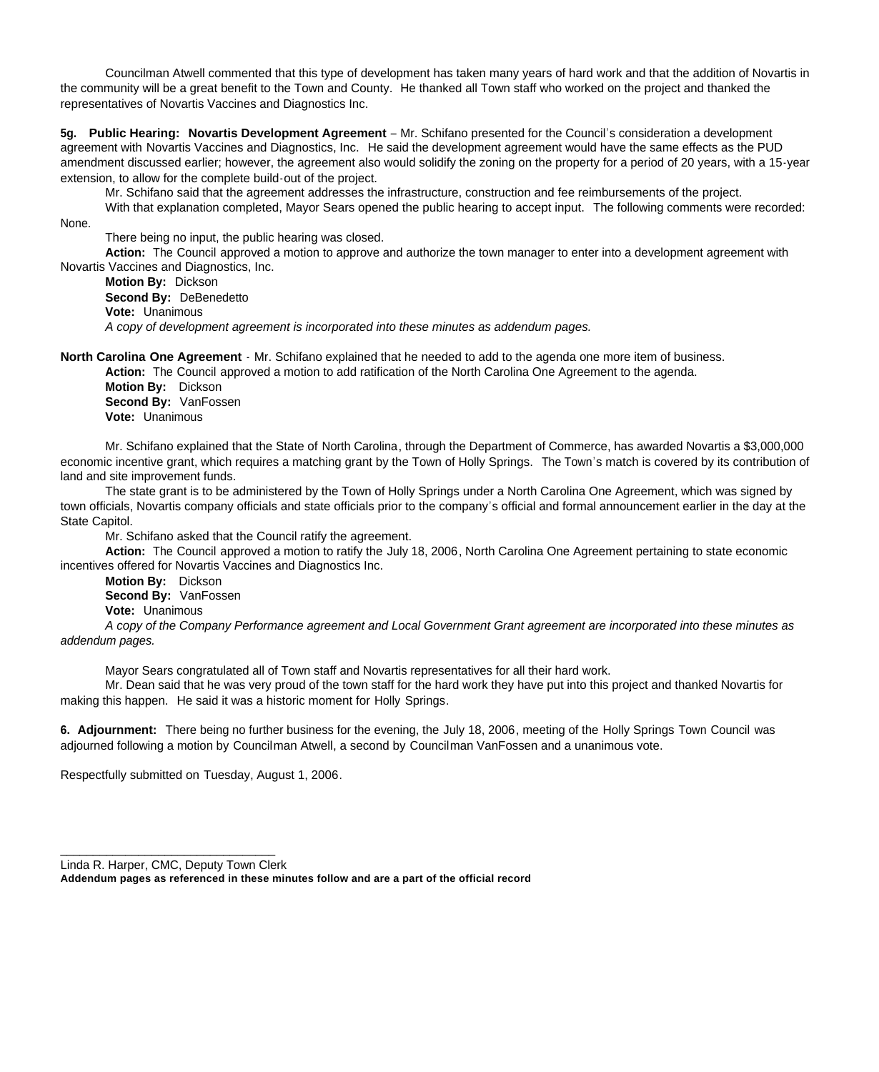Councilman Atwell commented that this type of development has taken many years of hard work and that the addition of Novartis in the community will be a great benefit to the Town and County. He thanked all Town staff who worked on the project and thanked the representatives of Novartis Vaccines and Diagnostics Inc.

**5g. Public Hearing: Novartis Development Agreement** – Mr. Schifano presented for the Council's consideration a development agreement with Novartis Vaccines and Diagnostics, Inc. He said the development agreement would have the same effects as the PUD amendment discussed earlier; however, the agreement also would solidify the zoning on the property for a period of 20 years, with a 15-year extension, to allow for the complete build-out of the project.

Mr. Schifano said that the agreement addresses the infrastructure, construction and fee reimbursements of the project.

With that explanation completed, Mayor Sears opened the public hearing to accept input. The following comments were recorded: None.

There being no input, the public hearing was closed.

**Action:** The Council approved a motion to approve and authorize the town manager to enter into a development agreement with Novartis Vaccines and Diagnostics, Inc.

**Motion By:** Dickson
**Second By:** DeBenedetto
**Vote:** Unanimous

*A copy of development agreement is incorporated into these minutes as addendum pages.*

**North Carolina One Agreement** - Mr. Schifano explained that he needed to add to the agenda one more item of business.

**Action:** The Council approved a motion to add ratification of the North Carolina One Agreement to the agenda.

**Motion By:** Dickson
**Second By:** VanFossen
**Vote:** Unanimous

Mr. Schifano explained that the State of North Carolina, through the Department of Commerce, has awarded Novartis a $3,000,000 economic incentive grant, which requires a matching grant by the Town of Holly Springs. The Town's match is covered by its contribution of land and site improvement funds.

The state grant is to be administered by the Town of Holly Springs under a North Carolina One Agreement, which was signed by town officials, Novartis company officials and state officials prior to the company's official and formal announcement earlier in the day at the State Capitol.

Mr. Schifano asked that the Council ratify the agreement.

**Action:** The Council approved a motion to ratify the July 18, 2006, North Carolina One Agreement pertaining to state economic incentives offered for Novartis Vaccines and Diagnostics Inc.

**Motion By:** Dickson
**Second By:** VanFossen
**Vote:** Unanimous

*A copy of the Company Performance agreement and Local Government Grant agreement are incorporated into these minutes as addendum pages.*

Mayor Sears congratulated all of Town staff and Novartis representatives for all their hard work.

Mr. Dean said that he was very proud of the town staff for the hard work they have put into this project and thanked Novartis for making this happen. He said it was a historic moment for Holly Springs.

**6. Adjournment:** There being no further business for the evening, the July 18, 2006, meeting of the Holly Springs Town Council was adjourned following a motion by Councilman Atwell, a second by Councilman VanFossen and a unanimous vote.

Respectfully submitted on Tuesday, August 1, 2006.

\_\_\_\_\_\_\_\_\_\_\_\_\_\_\_\_\_\_\_\_\_\_\_\_\_\_\_\_\_\_\_\_

Linda R. Harper, CMC, Deputy Town Clerk

**Addendum pages as referenced in these minutes follow and are a part of the official record**